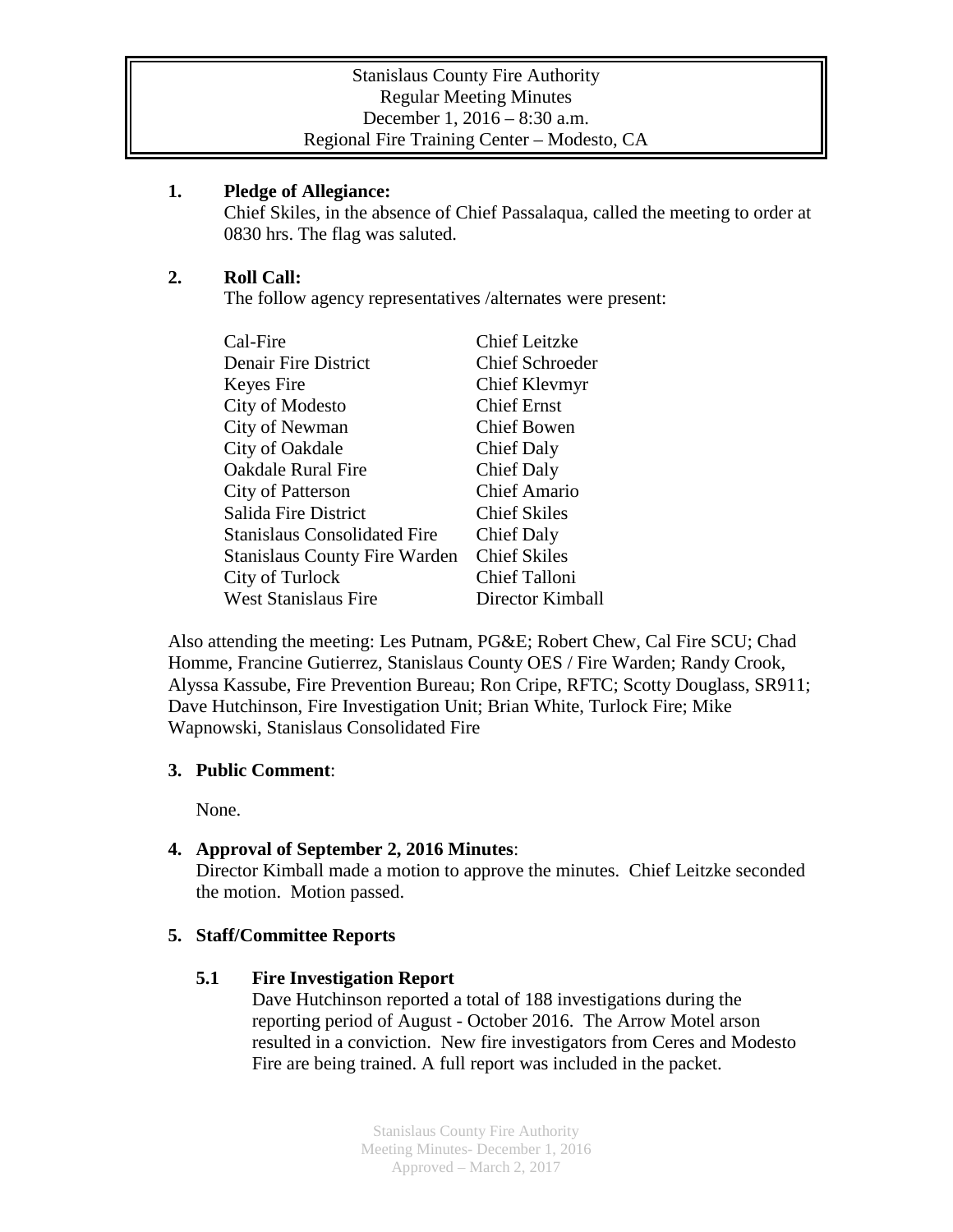Stanislaus County Fire Authority
Regular Meeting Minutes
December 1, 2016 – 8:30 a.m.
Regional Fire Training Center – Modesto, CA

**1. Pledge of Allegiance:**

Chief Skiles, in the absence of Chief Passalaqua, called the meeting to order at 0830 hrs. The flag was saluted.

**2. Roll Call:**

The follow agency representatives /alternates were present:

| | |
|---|---|
| Cal-Fire | Chief Leitzke |
| Denair Fire District | Chief Schroeder |
| Keyes Fire | Chief Klevmyr |
| City of Modesto | Chief Ernst |
| City of Newman | Chief Bowen |
| City of Oakdale | Chief Daly |
| Oakdale Rural Fire | Chief Daly |
| City of Patterson | Chief Amario |
| Salida Fire District | Chief Skiles |
| Stanislaus Consolidated Fire | Chief Daly |
| Stanislaus County Fire Warden | Chief Skiles |
| City of Turlock | Chief Talloni |
| West Stanislaus Fire | Director Kimball |

Also attending the meeting: Les Putnam, PG&E; Robert Chew, Cal Fire SCU; Chad Homme, Francine Gutierrez, Stanislaus County OES / Fire Warden; Randy Crook, Alyssa Kassube, Fire Prevention Bureau; Ron Cripe, RFTC; Scotty Douglass, SR911; Dave Hutchinson, Fire Investigation Unit; Brian White, Turlock Fire; Mike Wapnowski, Stanislaus Consolidated Fire

**3. Public Comment**:

None.

**4. Approval of September 2, 2016 Minutes**:

Director Kimball made a motion to approve the minutes. Chief Leitzke seconded the motion. Motion passed.

**5. Staff/Committee Reports**

**5.1 Fire Investigation Report**

Dave Hutchinson reported a total of 188 investigations during the reporting period of August - October 2016. The Arrow Motel arson resulted in a conviction. New fire investigators from Ceres and Modesto Fire are being trained. A full report was included in the packet.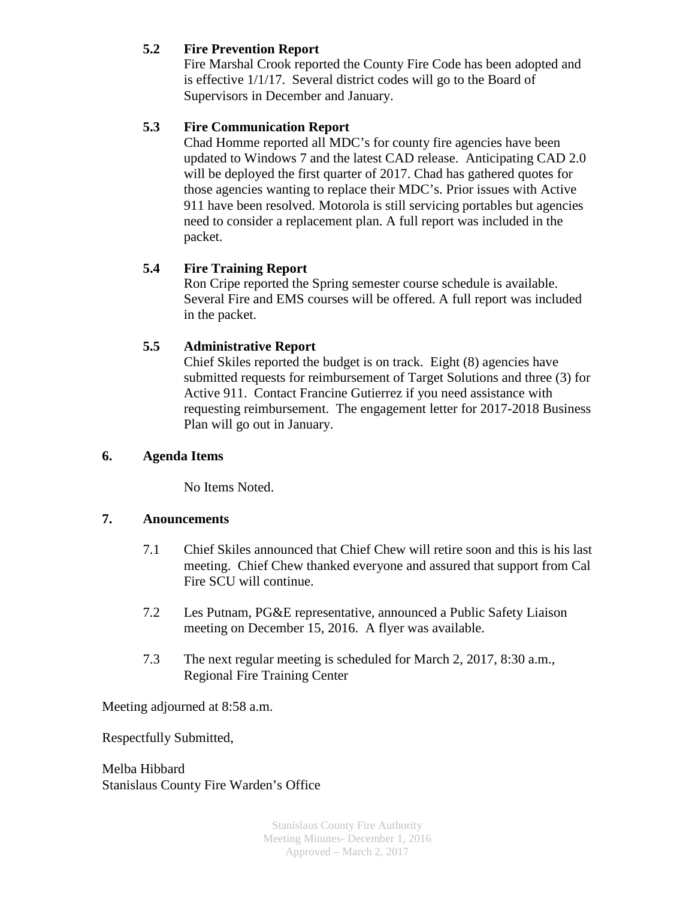**5.2 Fire Prevention Report**

Fire Marshal Crook reported the County Fire Code has been adopted and is effective 1/1/17. Several district codes will go to the Board of Supervisors in December and January.

**5.3 Fire Communication Report**

Chad Homme reported all MDC's for county fire agencies have been updated to Windows 7 and the latest CAD release. Anticipating CAD 2.0 will be deployed the first quarter of 2017. Chad has gathered quotes for those agencies wanting to replace their MDC's. Prior issues with Active 911 have been resolved. Motorola is still servicing portables but agencies need to consider a replacement plan. A full report was included in the packet.

**5.4 Fire Training Report**

Ron Cripe reported the Spring semester course schedule is available. Several Fire and EMS courses will be offered. A full report was included in the packet.

**5.5 Administrative Report**

Chief Skiles reported the budget is on track. Eight (8) agencies have submitted requests for reimbursement of Target Solutions and three (3) for Active 911. Contact Francine Gutierrez if you need assistance with requesting reimbursement. The engagement letter for 2017-2018 Business Plan will go out in January.

**6. Agenda Items**

No Items Noted.

**7. Anouncements**

7.1 Chief Skiles announced that Chief Chew will retire soon and this is his last meeting. Chief Chew thanked everyone and assured that support from Cal Fire SCU will continue.

7.2 Les Putnam, PG&E representative, announced a Public Safety Liaison meeting on December 15, 2016. A flyer was available.

7.3 The next regular meeting is scheduled for March 2, 2017, 8:30 a.m., Regional Fire Training Center

Meeting adjourned at 8:58 a.m.

Respectfully Submitted,

Melba Hibbard
Stanislaus County Fire Warden's Office